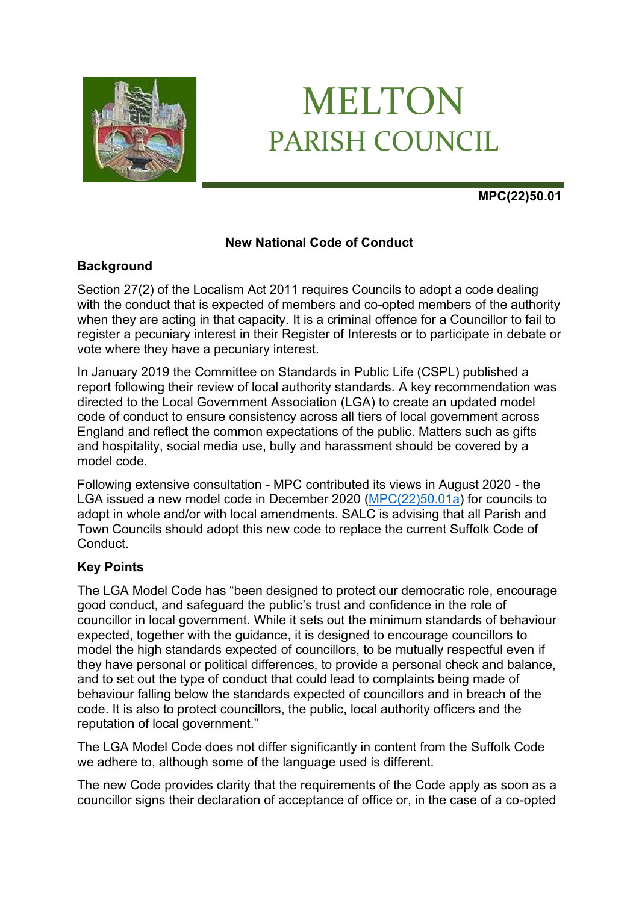# MELTON PARISH COUNCIL

**MPC(22)50.01**

**New National Code of Conduct**

**Background**

Section 27(2) of the Localism Act 2011 requires Councils to adopt a code dealing with the conduct that is expected of members and co-opted members of the authority when they are acting in that capacity. It is a criminal offence for a Councillor to fail to register a pecuniary interest in their Register of Interests or to participate in debate or vote where they have a pecuniary interest.

In January 2019 the Committee on Standards in Public Life (CSPL) published a report following their review of local authority standards. A key recommendation was directed to the Local Government Association (LGA) to create an updated model code of conduct to ensure consistency across all tiers of local government across England and reflect the common expectations of the public. Matters such as gifts and hospitality, social media use, bully and harassment should be covered by a model code.

Following extensive consultation - MPC contributed its views in August 2020 - the LGA issued a new model code in December 2020 (MPC(22)50.01a) for councils to adopt in whole and/or with local amendments. SALC is advising that all Parish and Town Councils should adopt this new code to replace the current Suffolk Code of Conduct.

**Key Points**

The LGA Model Code has "been designed to protect our democratic role, encourage good conduct, and safeguard the public's trust and confidence in the role of councillor in local government. While it sets out the minimum standards of behaviour expected, together with the guidance, it is designed to encourage councillors to model the high standards expected of councillors, to be mutually respectful even if they have personal or political differences, to provide a personal check and balance, and to set out the type of conduct that could lead to complaints being made of behaviour falling below the standards expected of councillors and in breach of the code. It is also to protect councillors, the public, local authority officers and the reputation of local government."

The LGA Model Code does not differ significantly in content from the Suffolk Code we adhere to, although some of the language used is different.

The new Code provides clarity that the requirements of the Code apply as soon as a councillor signs their declaration of acceptance of office or, in the case of a co-opted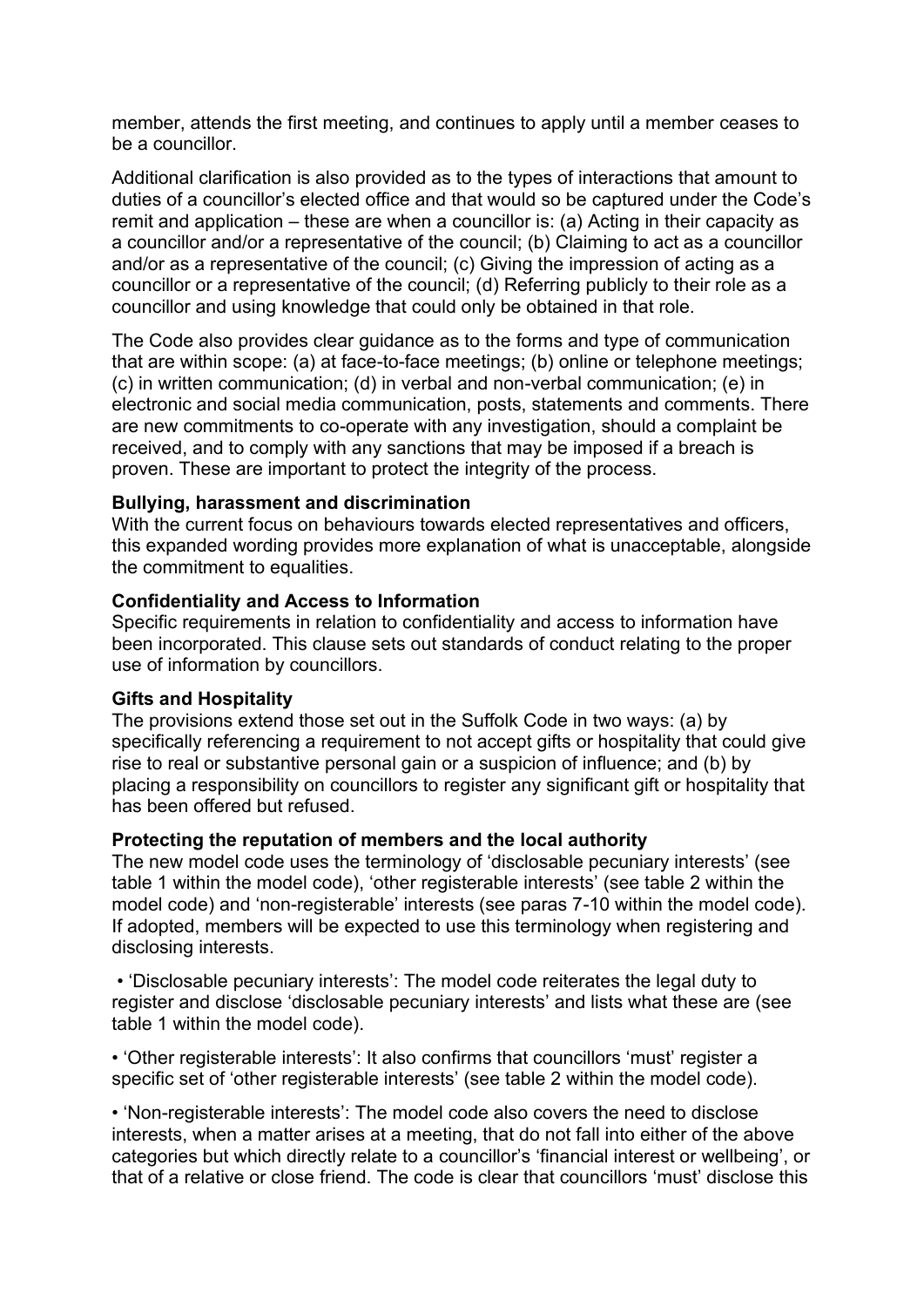member, attends the first meeting, and continues to apply until a member ceases to be a councillor.

Additional clarification is also provided as to the types of interactions that amount to duties of a councillor's elected office and that would so be captured under the Code's remit and application – these are when a councillor is: (a) Acting in their capacity as a councillor and/or a representative of the council; (b) Claiming to act as a councillor and/or as a representative of the council; (c) Giving the impression of acting as a councillor or a representative of the council; (d) Referring publicly to their role as a councillor and using knowledge that could only be obtained in that role.

The Code also provides clear guidance as to the forms and type of communication that are within scope: (a) at face-to-face meetings; (b) online or telephone meetings; (c) in written communication; (d) in verbal and non-verbal communication; (e) in electronic and social media communication, posts, statements and comments. There are new commitments to co-operate with any investigation, should a complaint be received, and to comply with any sanctions that may be imposed if a breach is proven. These are important to protect the integrity of the process.

**Bullying, harassment and discrimination**
With the current focus on behaviours towards elected representatives and officers, this expanded wording provides more explanation of what is unacceptable, alongside the commitment to equalities.

**Confidentiality and Access to Information**
Specific requirements in relation to confidentiality and access to information have been incorporated. This clause sets out standards of conduct relating to the proper use of information by councillors.

**Gifts and Hospitality**
The provisions extend those set out in the Suffolk Code in two ways: (a) by specifically referencing a requirement to not accept gifts or hospitality that could give rise to real or substantive personal gain or a suspicion of influence; and (b) by placing a responsibility on councillors to register any significant gift or hospitality that has been offered but refused.

**Protecting the reputation of members and the local authority**
The new model code uses the terminology of 'disclosable pecuniary interests' (see table 1 within the model code), 'other registerable interests' (see table 2 within the model code) and 'non-registerable' interests (see paras 7-10 within the model code). If adopted, members will be expected to use this terminology when registering and disclosing interests.

- 'Disclosable pecuniary interests': The model code reiterates the legal duty to register and disclose 'disclosable pecuniary interests' and lists what these are (see table 1 within the model code).

- 'Other registerable interests': It also confirms that councillors 'must' register a specific set of 'other registerable interests' (see table 2 within the model code).

- 'Non-registerable interests': The model code also covers the need to disclose interests, when a matter arises at a meeting, that do not fall into either of the above categories but which directly relate to a councillor's 'financial interest or wellbeing', or that of a relative or close friend. The code is clear that councillors 'must' disclose this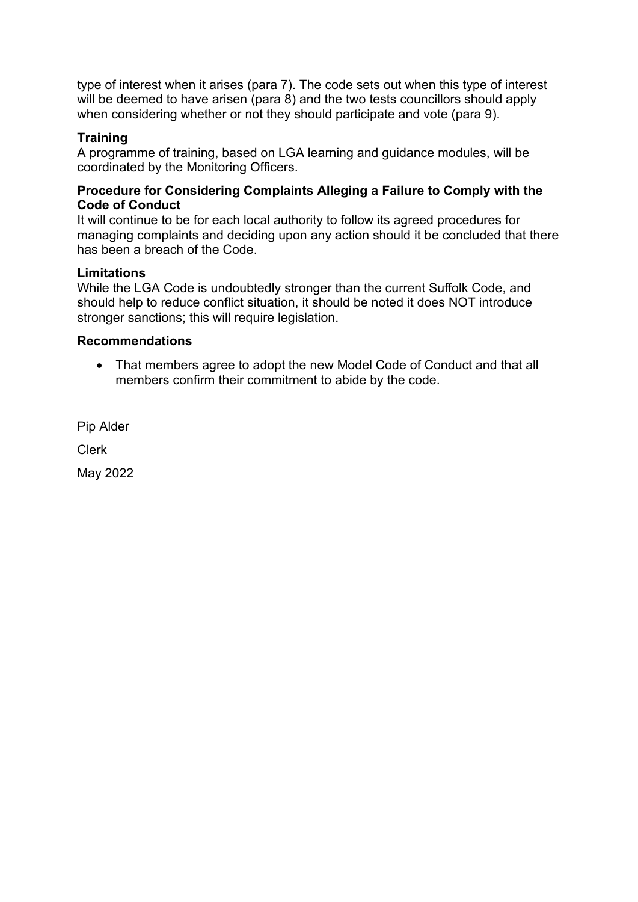type of interest when it arises (para 7). The code sets out when this type of interest will be deemed to have arisen (para 8) and the two tests councillors should apply when considering whether or not they should participate and vote (para 9).

**Training**
A programme of training, based on LGA learning and guidance modules, will be coordinated by the Monitoring Officers.

**Procedure for Considering Complaints Alleging a Failure to Comply with the Code of Conduct**
It will continue to be for each local authority to follow its agreed procedures for managing complaints and deciding upon any action should it be concluded that there has been a breach of the Code.

**Limitations**
While the LGA Code is undoubtedly stronger than the current Suffolk Code, and should help to reduce conflict situation, it should be noted it does NOT introduce stronger sanctions; this will require legislation.

**Recommendations**

- That members agree to adopt the new Model Code of Conduct and that all members confirm their commitment to abide by the code.

Pip Alder

Clerk

May 2022